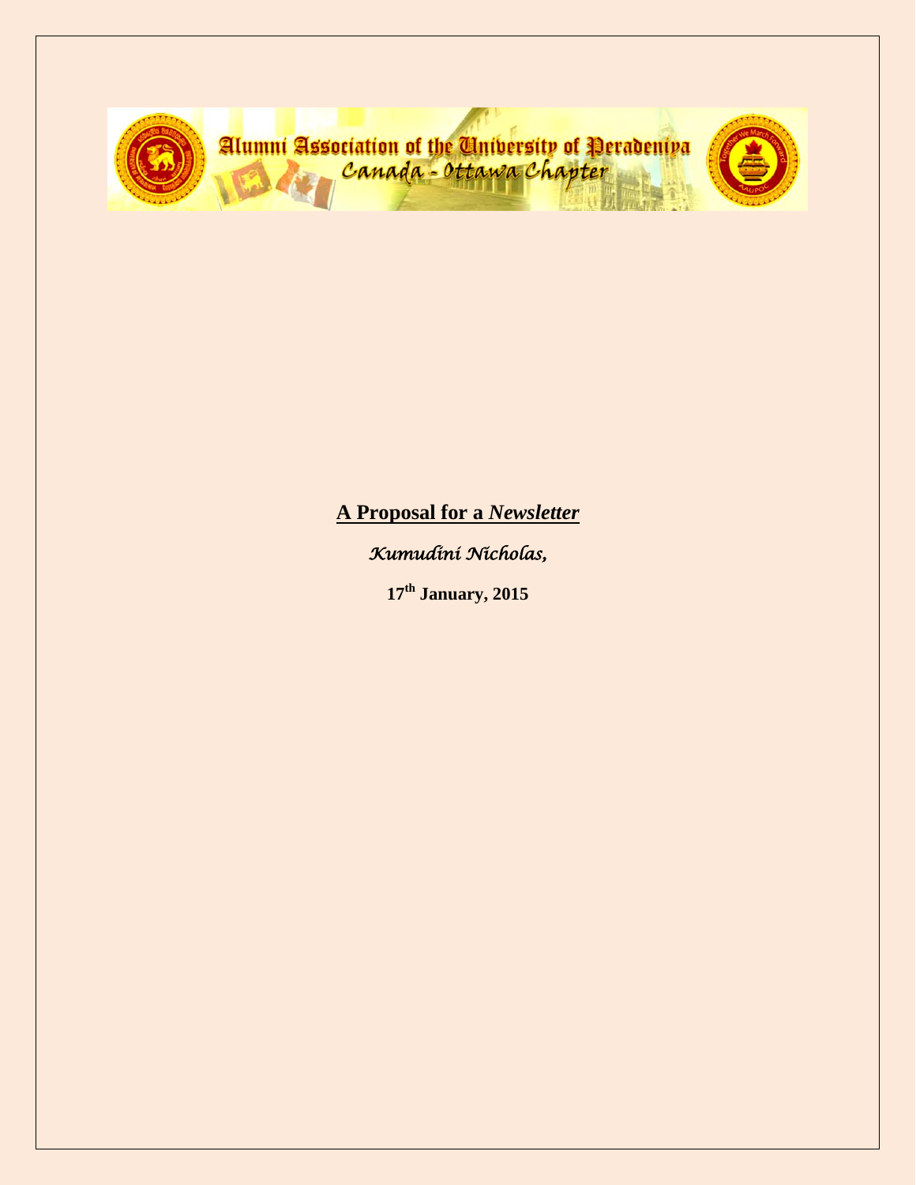Alumni Association of the University of Peradeniya
Canada - Ottawa Chapter

**A Proposal for a *Newsletter***

*Kumudini Nicholas,*

**17th January, 2015**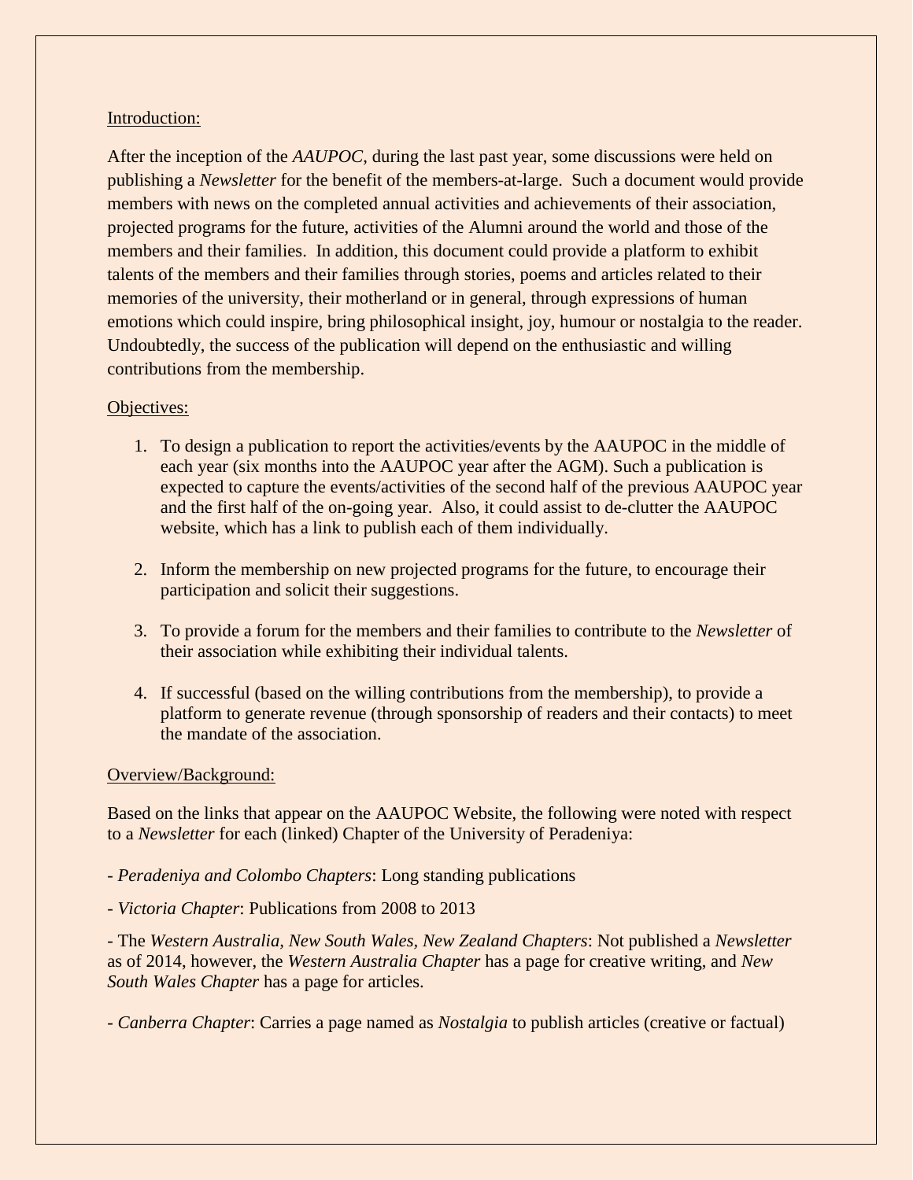Introduction:

After the inception of the *AAUPOC*, during the last past year, some discussions were held on publishing a *Newsletter* for the benefit of the members-at-large. Such a document would provide members with news on the completed annual activities and achievements of their association, projected programs for the future, activities of the Alumni around the world and those of the members and their families. In addition, this document could provide a platform to exhibit talents of the members and their families through stories, poems and articles related to their memories of the university, their motherland or in general, through expressions of human emotions which could inspire, bring philosophical insight, joy, humour or nostalgia to the reader. Undoubtedly, the success of the publication will depend on the enthusiastic and willing contributions from the membership.

Objectives:

1. To design a publication to report the activities/events by the AAUPOC in the middle of each year (six months into the AAUPOC year after the AGM). Such a publication is expected to capture the events/activities of the second half of the previous AAUPOC year and the first half of the on-going year. Also, it could assist to de-clutter the AAUPOC website, which has a link to publish each of them individually.

2. Inform the membership on new projected programs for the future, to encourage their participation and solicit their suggestions.

3. To provide a forum for the members and their families to contribute to the *Newsletter* of their association while exhibiting their individual talents.

4. If successful (based on the willing contributions from the membership), to provide a platform to generate revenue (through sponsorship of readers and their contacts) to meet the mandate of the association.

Overview/Background:

Based on the links that appear on the AAUPOC Website, the following were noted with respect to a *Newsletter* for each (linked) Chapter of the University of Peradeniya:

- *Peradeniya and Colombo Chapters*: Long standing publications

- *Victoria Chapter*: Publications from 2008 to 2013

- The *Western Australia*, *New South Wales*, *New Zealand Chapters*: Not published a *Newsletter* as of 2014, however, the *Western Australia Chapter* has a page for creative writing, and *New South Wales Chapter* has a page for articles.

- *Canberra Chapter*: Carries a page named as *Nostalgia* to publish articles (creative or factual)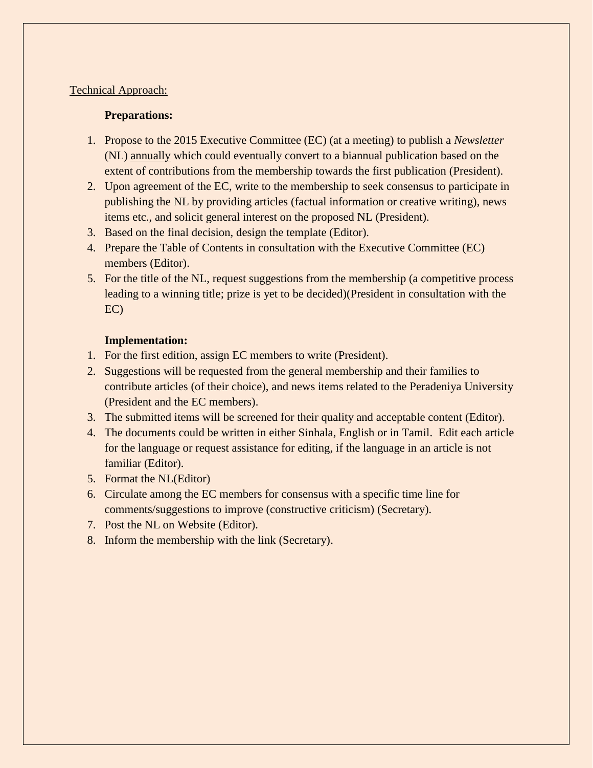<u>Technical Approach:</u>

**Preparations:**

1. Propose to the 2015 Executive Committee (EC) (at a meeting) to publish a *Newsletter* (NL) <u>annually</u> which could eventually convert to a biannual publication based on the extent of contributions from the membership towards the first publication (President).
2. Upon agreement of the EC, write to the membership to seek consensus to participate in publishing the NL by providing articles (factual information or creative writing), news items etc., and solicit general interest on the proposed NL (President).
3. Based on the final decision, design the template (Editor).
4. Prepare the Table of Contents in consultation with the Executive Committee (EC) members (Editor).
5. For the title of the NL, request suggestions from the membership (a competitive process leading to a winning title; prize is yet to be decided)(President in consultation with the EC)

**Implementation:**

1. For the first edition, assign EC members to write (President).
2. Suggestions will be requested from the general membership and their families to contribute articles (of their choice), and news items related to the Peradeniya University (President and the EC members).
3. The submitted items will be screened for their quality and acceptable content (Editor).
4. The documents could be written in either Sinhala, English or in Tamil. Edit each article for the language or request assistance for editing, if the language in an article is not familiar (Editor).
5. Format the NL(Editor)
6. Circulate among the EC members for consensus with a specific time line for comments/suggestions to improve (constructive criticism) (Secretary).
7. Post the NL on Website (Editor).
8. Inform the membership with the link (Secretary).